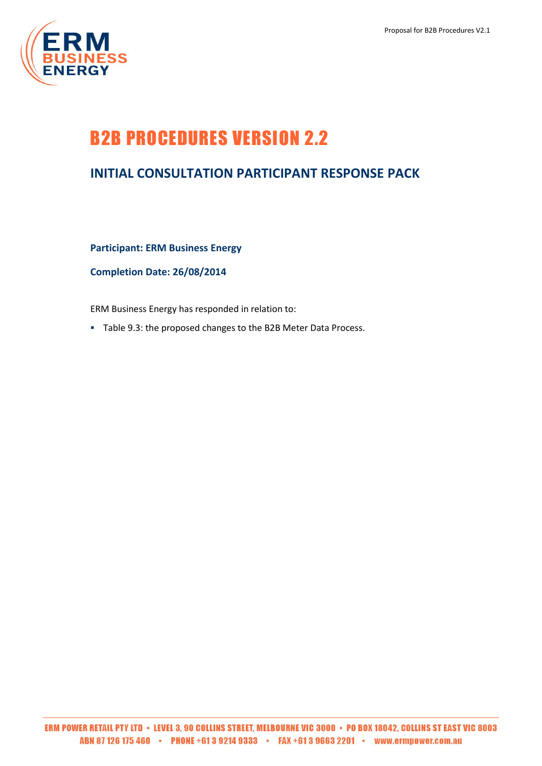# B2B PROCEDURES VERSION 2.2

## INITIAL CONSULTATION PARTICIPANT RESPONSE PACK

**Participant: ERM Business Energy**

**Completion Date: 26/08/2014**

ERM Business Energy has responded in relation to:

- Table 9.3: the proposed changes to the B2B Meter Data Process.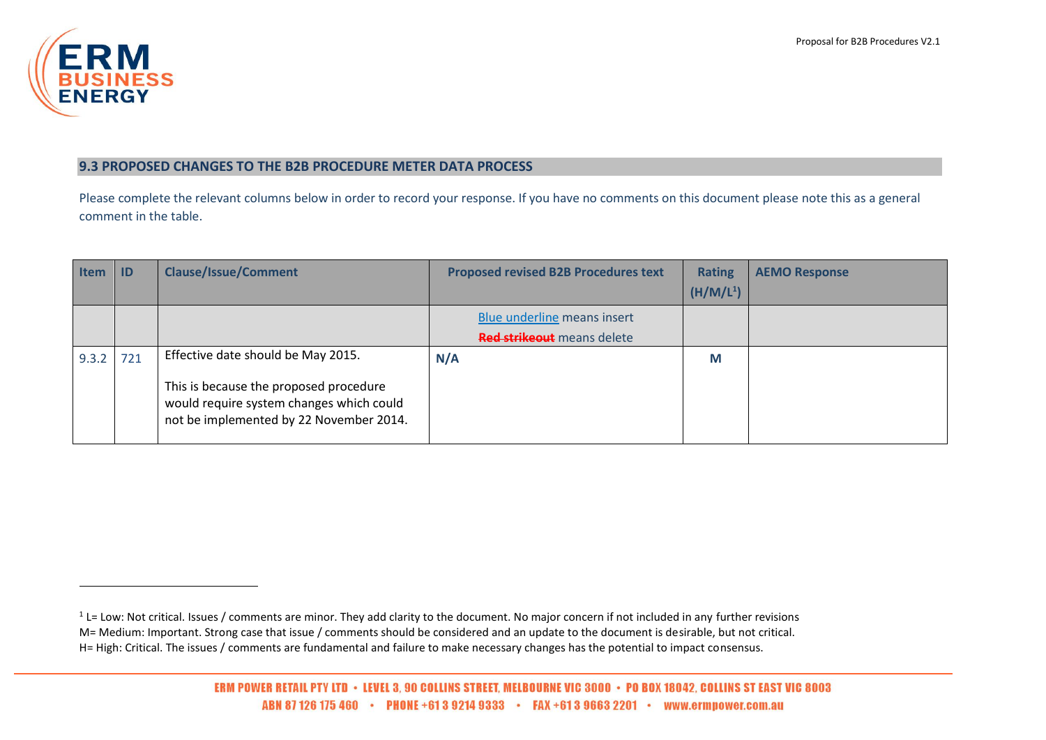## 9.3 PROPOSED CHANGES TO THE B2B PROCEDURE METER DATA PROCESS

Please complete the relevant columns below in order to record your response. If you have no comments on this document please note this as a general comment in the table.

| Item | ID | Clause/Issue/Comment | Proposed revised B2B Procedures text | Rating (H/M/L[1]) | AEMO Response |
|---|---|---|---|---|---|
| | | | Blue underline means insert<br>~~Red strikeout~~ means delete | | |
| 9.3.2 | 721 | Effective date should be May 2015.<br><br>This is because the proposed procedure would require system changes which could not be implemented by 22 November 2014. | **N/A** | **M** | |

[1] L= Low: Not critical. Issues / comments are minor. They add clarity to the document. No major concern if not included in any further revisions
M= Medium: Important. Strong case that issue / comments should be considered and an update to the document is desirable, but not critical.
H= High: Critical. The issues / comments are fundamental and failure to make necessary changes has the potential to impact consensus.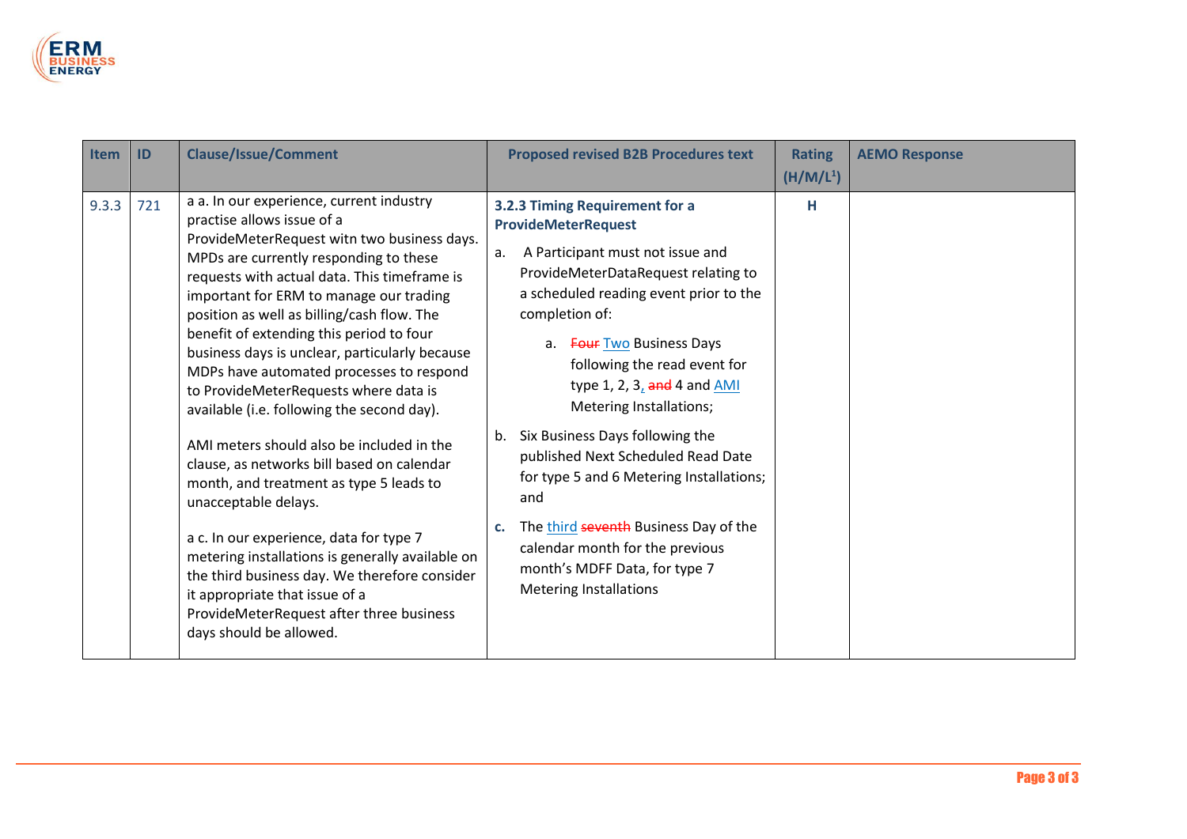| Item | ID | Clause/Issue/Comment | Proposed revised B2B Procedures text | Rating (H/M/L[1]) | AEMO Response |
|---|---|---|---|---|---|
| 9.3.3 | 721 | a a. In our experience, current industry practise allows issue of a ProvideMeterRequest witn two business days. MPDs are currently responding to these requests with actual data. This timeframe is important for ERM to manage our trading position as well as billing/cash flow. The benefit of extending this period to four business days is unclear, particularly because MDPs have automated processes to respond to ProvideMeterRequests where data is available (i.e. following the second day).<br><br>AMI meters should also be included in the clause, as networks bill based on calendar month, and treatment as type 5 leads to unacceptable delays.<br><br>a c. In our experience, data for type 7 metering installations is generally available on the third business day. We therefore consider it appropriate that issue of a ProvideMeterRequest after three business days should be allowed. | **3.2.3 Timing Requirement for a ProvideMeterRequest**<br><br>a. A Participant must not issue and ProvideMeterDataRequest relating to a scheduled reading event prior to the completion of:<br><br>a. ~~Four~~ Two Business Days following the read event for type 1, 2, 3, ~~and~~ 4 and AMI Metering Installations;<br><br>b. Six Business Days following the published Next Scheduled Read Date for type 5 and 6 Metering Installations; and<br><br>**c.** The third ~~seventh~~ Business Day of the calendar month for the previous month's MDFF Data, for type 7 Metering Installations | **H** | |